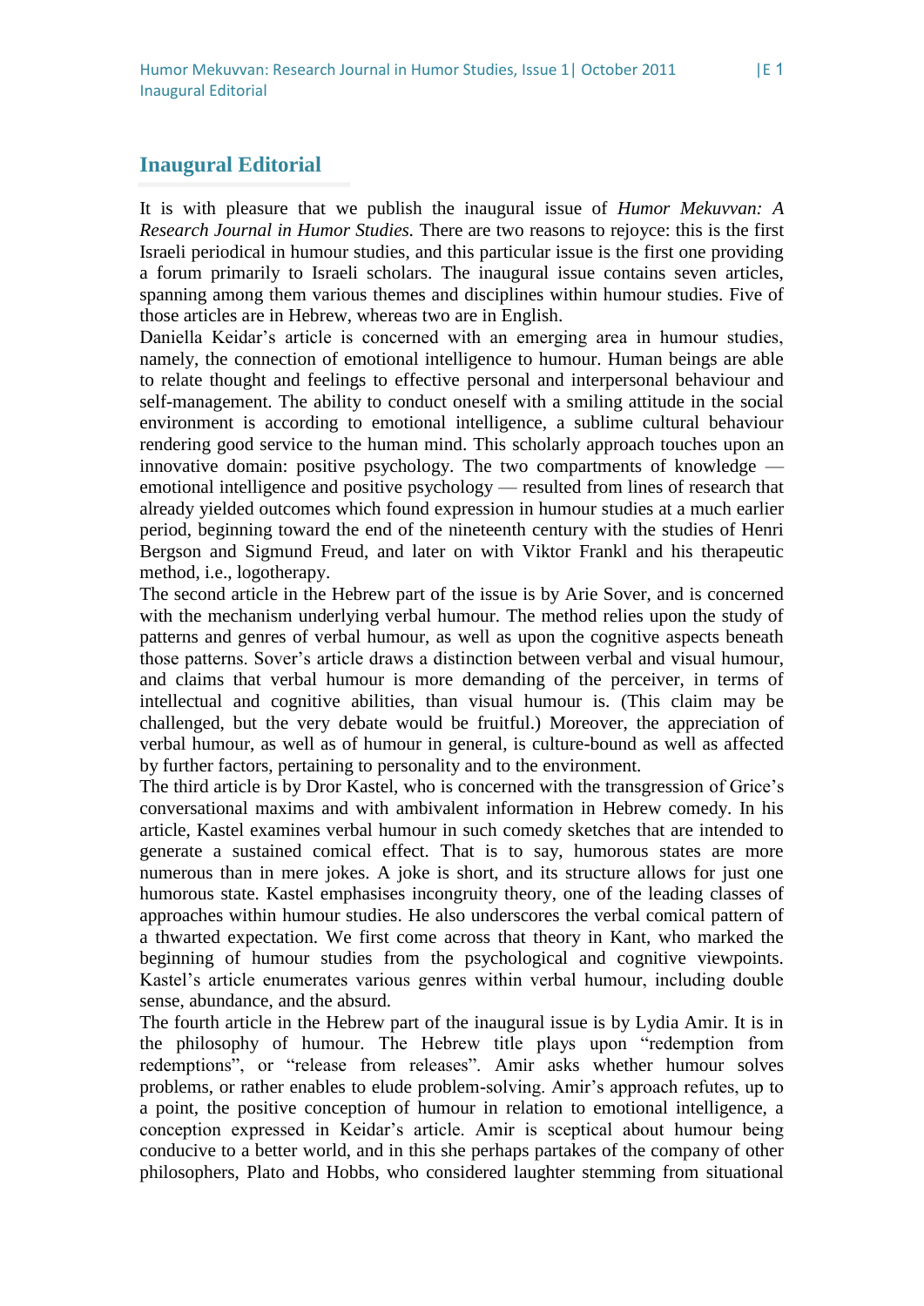# Inaugural Editorial

It is with pleasure that we publish the inaugural issue of *Humor Mekuvvan: A Research Journal in Humor Studies.* There are two reasons to rejoyce: this is the first Israeli periodical in humour studies, and this particular issue is the first one providing a forum primarily to Israeli scholars. The inaugural issue contains seven articles, spanning among them various themes and disciplines within humour studies. Five of those articles are in Hebrew, whereas two are in English.

Daniella Keidar's article is concerned with an emerging area in humour studies, namely, the connection of emotional intelligence to humour. Human beings are able to relate thought and feelings to effective personal and interpersonal behaviour and self-management. The ability to conduct oneself with a smiling attitude in the social environment is according to emotional intelligence, a sublime cultural behaviour rendering good service to the human mind. This scholarly approach touches upon an innovative domain: positive psychology. The two compartments of knowledge — emotional intelligence and positive psychology — resulted from lines of research that already yielded outcomes which found expression in humour studies at a much earlier period, beginning toward the end of the nineteenth century with the studies of Henri Bergson and Sigmund Freud, and later on with Viktor Frankl and his therapeutic method, i.e., logotherapy.

The second article in the Hebrew part of the issue is by Arie Sover, and is concerned with the mechanism underlying verbal humour. The method relies upon the study of patterns and genres of verbal humour, as well as upon the cognitive aspects beneath those patterns. Sover's article draws a distinction between verbal and visual humour, and claims that verbal humour is more demanding of the perceiver, in terms of intellectual and cognitive abilities, than visual humour is. (This claim may be challenged, but the very debate would be fruitful.) Moreover, the appreciation of verbal humour, as well as of humour in general, is culture-bound as well as affected by further factors, pertaining to personality and to the environment.

The third article is by Dror Kastel, who is concerned with the transgression of Grice's conversational maxims and with ambivalent information in Hebrew comedy. In his article, Kastel examines verbal humour in such comedy sketches that are intended to generate a sustained comical effect. That is to say, humorous states are more numerous than in mere jokes. A joke is short, and its structure allows for just one humorous state. Kastel emphasises incongruity theory, one of the leading classes of approaches within humour studies. He also underscores the verbal comical pattern of a thwarted expectation. We first come across that theory in Kant, who marked the beginning of humour studies from the psychological and cognitive viewpoints. Kastel's article enumerates various genres within verbal humour, including double sense, abundance, and the absurd.

The fourth article in the Hebrew part of the inaugural issue is by Lydia Amir. It is in the philosophy of humour. The Hebrew title plays upon "redemption from redemptions", or "release from releases". Amir asks whether humour solves problems, or rather enables to elude problem-solving. Amir's approach refutes, up to a point, the positive conception of humour in relation to emotional intelligence, a conception expressed in Keidar's article. Amir is sceptical about humour being conducive to a better world, and in this she perhaps partakes of the company of other philosophers, Plato and Hobbs, who considered laughter stemming from situational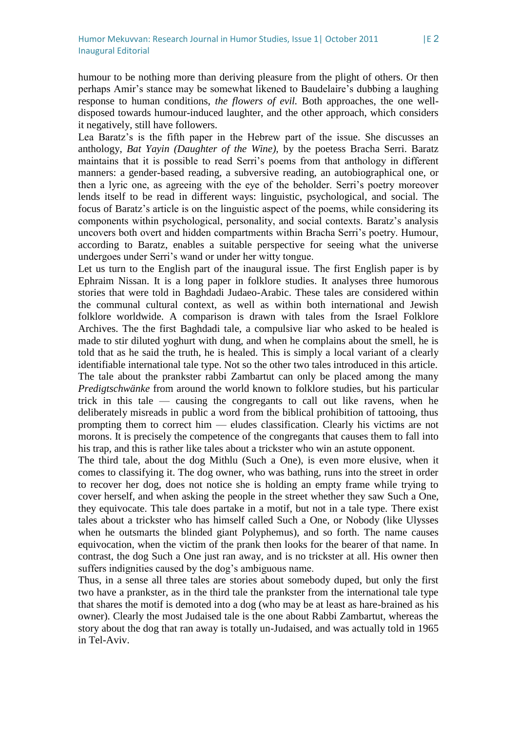humour to be nothing more than deriving pleasure from the plight of others. Or then perhaps Amir's stance may be somewhat likened to Baudelaire's dubbing a laughing response to human conditions, *the flowers of evil.* Both approaches, the one well-disposed towards humour-induced laughter, and the other approach, which considers it negatively, still have followers.

Lea Baratz's is the fifth paper in the Hebrew part of the issue. She discusses an anthology, *Bat Yayin (Daughter of the Wine),* by the poetess Bracha Serri. Baratz maintains that it is possible to read Serri's poems from that anthology in different manners: a gender-based reading, a subversive reading, an autobiographical one, or then a lyric one, as agreeing with the eye of the beholder. Serri's poetry moreover lends itself to be read in different ways: linguistic, psychological, and social. The focus of Baratz's article is on the linguistic aspect of the poems, while considering its components within psychological, personality, and social contexts. Baratz's analysis uncovers both overt and hidden compartments within Bracha Serri's poetry. Humour, according to Baratz, enables a suitable perspective for seeing what the universe undergoes under Serri's wand or under her witty tongue.

Let us turn to the English part of the inaugural issue. The first English paper is by Ephraim Nissan. It is a long paper in folklore studies. It analyses three humorous stories that were told in Baghdadi Judaeo-Arabic. These tales are considered within the communal cultural context, as well as within both international and Jewish folklore worldwide. A comparison is drawn with tales from the Israel Folklore Archives. The the first Baghdadi tale, a compulsive liar who asked to be healed is made to stir diluted yoghurt with dung, and when he complains about the smell, he is told that as he said the truth, he is healed. This is simply a local variant of a clearly identifiable international tale type. Not so the other two tales introduced in this article. The tale about the prankster rabbi Zambartut can only be placed among the many *Predigtschwänke* from around the world known to folklore studies, but his particular trick in this tale — causing the congregants to call out like ravens, when he deliberately misreads in public a word from the biblical prohibition of tattooing, thus prompting them to correct him — eludes classification. Clearly his victims are not morons. It is precisely the competence of the congregants that causes them to fall into his trap, and this is rather like tales about a trickster who win an astute opponent.

The third tale, about the dog Mithlu (Such a One), is even more elusive, when it comes to classifying it. The dog owner, who was bathing, runs into the street in order to recover her dog, does not notice she is holding an empty frame while trying to cover herself, and when asking the people in the street whether they saw Such a One, they equivocate. This tale does partake in a motif, but not in a tale type. There exist tales about a trickster who has himself called Such a One, or Nobody (like Ulysses when he outsmarts the blinded giant Polyphemus), and so forth. The name causes equivocation, when the victim of the prank then looks for the bearer of that name. In contrast, the dog Such a One just ran away, and is no trickster at all. His owner then suffers indignities caused by the dog's ambiguous name.

Thus, in a sense all three tales are stories about somebody duped, but only the first two have a prankster, as in the third tale the prankster from the international tale type that shares the motif is demoted into a dog (who may be at least as hare-brained as his owner). Clearly the most Judaised tale is the one about Rabbi Zambartut, whereas the story about the dog that ran away is totally un-Judaised, and was actually told in 1965 in Tel-Aviv.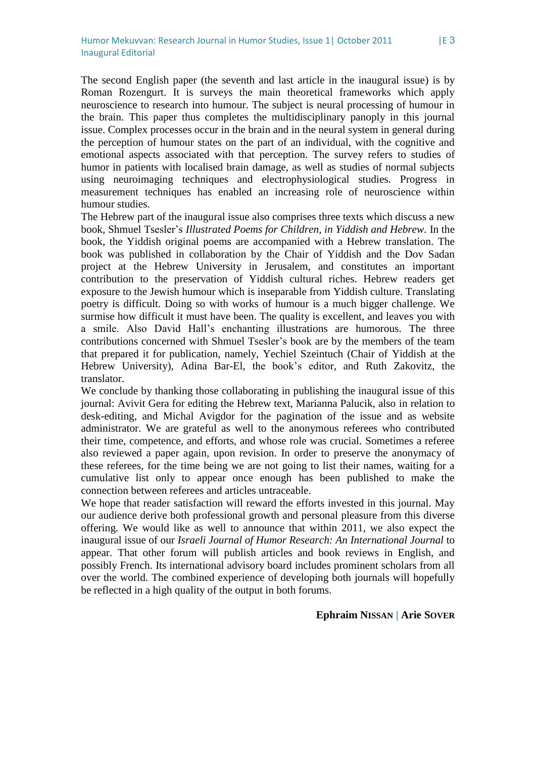The second English paper (the seventh and last article in the inaugural issue) is by Roman Rozengurt. It is surveys the main theoretical frameworks which apply neuroscience to research into humour. The subject is neural processing of humour in the brain. This paper thus completes the multidisciplinary panoply in this journal issue. Complex processes occur in the brain and in the neural system in general during the perception of humour states on the part of an individual, with the cognitive and emotional aspects associated with that perception. The survey refers to studies of humor in patients with localised brain damage, as well as studies of normal subjects using neuroimaging techniques and electrophysiological studies. Progress in measurement techniques has enabled an increasing role of neuroscience within humour studies.

The Hebrew part of the inaugural issue also comprises three texts which discuss a new book, Shmuel Tsesler's *Illustrated Poems for Children, in Yiddish and Hebrew.* In the book, the Yiddish original poems are accompanied with a Hebrew translation. The book was published in collaboration by the Chair of Yiddish and the Dov Sadan project at the Hebrew University in Jerusalem, and constitutes an important contribution to the preservation of Yiddish cultural riches. Hebrew readers get exposure to the Jewish humour which is inseparable from Yiddish culture. Translating poetry is difficult. Doing so with works of humour is a much bigger challenge. We surmise how difficult it must have been. The quality is excellent, and leaves you with a smile. Also David Hall's enchanting illustrations are humorous. The three contributions concerned with Shmuel Tsesler's book are by the members of the team that prepared it for publication, namely, Yechiel Szeintuch (Chair of Yiddish at the Hebrew University), Adina Bar-El, the book's editor, and Ruth Zakovitz, the translator.

We conclude by thanking those collaborating in publishing the inaugural issue of this journal: Avivit Gera for editing the Hebrew text, Marianna Palucik, also in relation to desk-editing, and Michal Avigdor for the pagination of the issue and as website administrator. We are grateful as well to the anonymous referees who contributed their time, competence, and efforts, and whose role was crucial. Sometimes a referee also reviewed a paper again, upon revision. In order to preserve the anonymacy of these referees, for the time being we are not going to list their names, waiting for a cumulative list only to appear once enough has been published to make the connection between referees and articles untraceable.

We hope that reader satisfaction will reward the efforts invested in this journal. May our audience derive both professional growth and personal pleasure from this diverse offering. We would like as well to announce that within 2011, we also expect the inaugural issue of our *Israeli Journal of Humor Research: An International Journal* to appear. That other forum will publish articles and book reviews in English, and possibly French. Its international advisory board includes prominent scholars from all over the world. The combined experience of developing both journals will hopefully be reflected in a high quality of the output in both forums.

**Ephraim NISSAN** | **Arie SOVER**